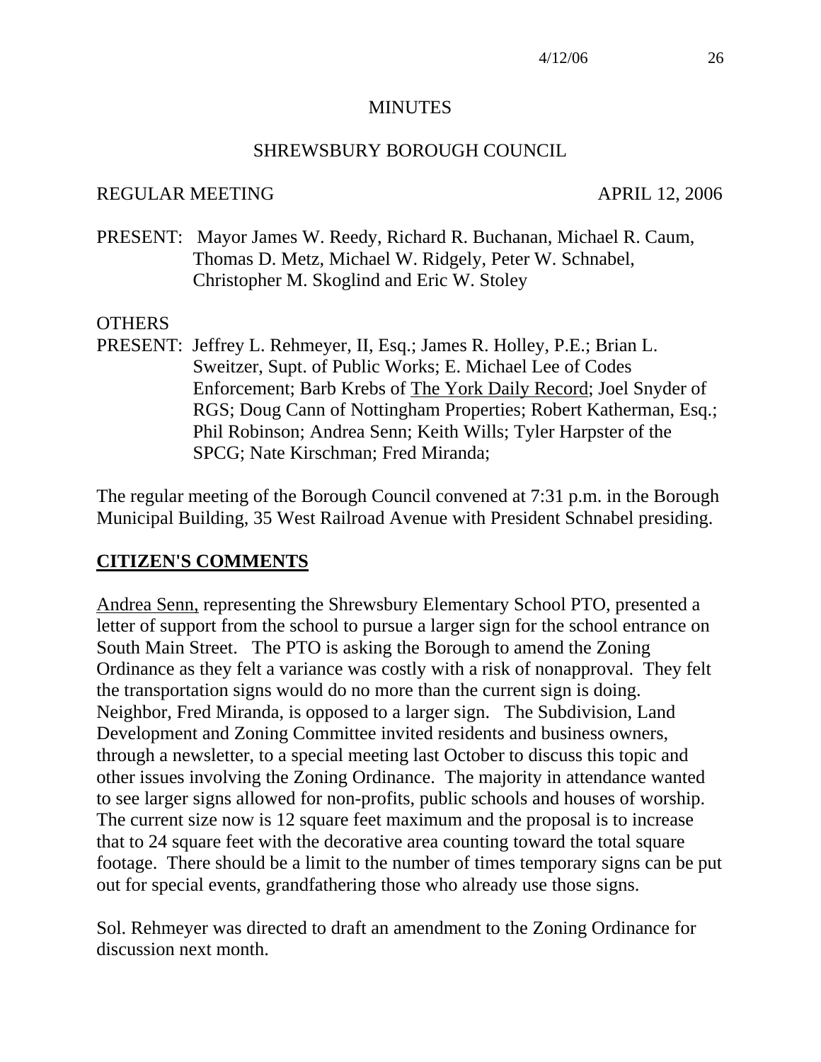# MINUTES

## SHREWSBURY BOROUGH COUNCIL

REGULAR MEETING APRIL 12, 2006

PRESENT: Mayor James W. Reedy, Richard R. Buchanan, Michael R. Caum, Thomas D. Metz, Michael W. Ridgely, Peter W. Schnabel, Christopher M. Skoglind and Eric W. Stoley

OTHERS

PRESENT: Jeffrey L. Rehmeyer, II, Esq.; James R. Holley, P.E.; Brian L. Sweitzer, Supt. of Public Works; E. Michael Lee of Codes Enforcement; Barb Krebs of The York Daily Record; Joel Snyder of RGS; Doug Cann of Nottingham Properties; Robert Katherman, Esq.; Phil Robinson; Andrea Senn; Keith Wills; Tyler Harpster of the SPCG; Nate Kirschman; Fred Miranda;

The regular meeting of the Borough Council convened at 7:31 p.m. in the Borough Municipal Building, 35 West Railroad Avenue with President Schnabel presiding.

**CITIZEN'S COMMENTS**

Andrea Senn, representing the Shrewsbury Elementary School PTO, presented a letter of support from the school to pursue a larger sign for the school entrance on South Main Street. The PTO is asking the Borough to amend the Zoning Ordinance as they felt a variance was costly with a risk of nonapproval. They felt the transportation signs would do no more than the current sign is doing. Neighbor, Fred Miranda, is opposed to a larger sign. The Subdivision, Land Development and Zoning Committee invited residents and business owners, through a newsletter, to a special meeting last October to discuss this topic and other issues involving the Zoning Ordinance. The majority in attendance wanted to see larger signs allowed for non-profits, public schools and houses of worship. The current size now is 12 square feet maximum and the proposal is to increase that to 24 square feet with the decorative area counting toward the total square footage. There should be a limit to the number of times temporary signs can be put out for special events, grandfathering those who already use those signs.

Sol. Rehmeyer was directed to draft an amendment to the Zoning Ordinance for discussion next month.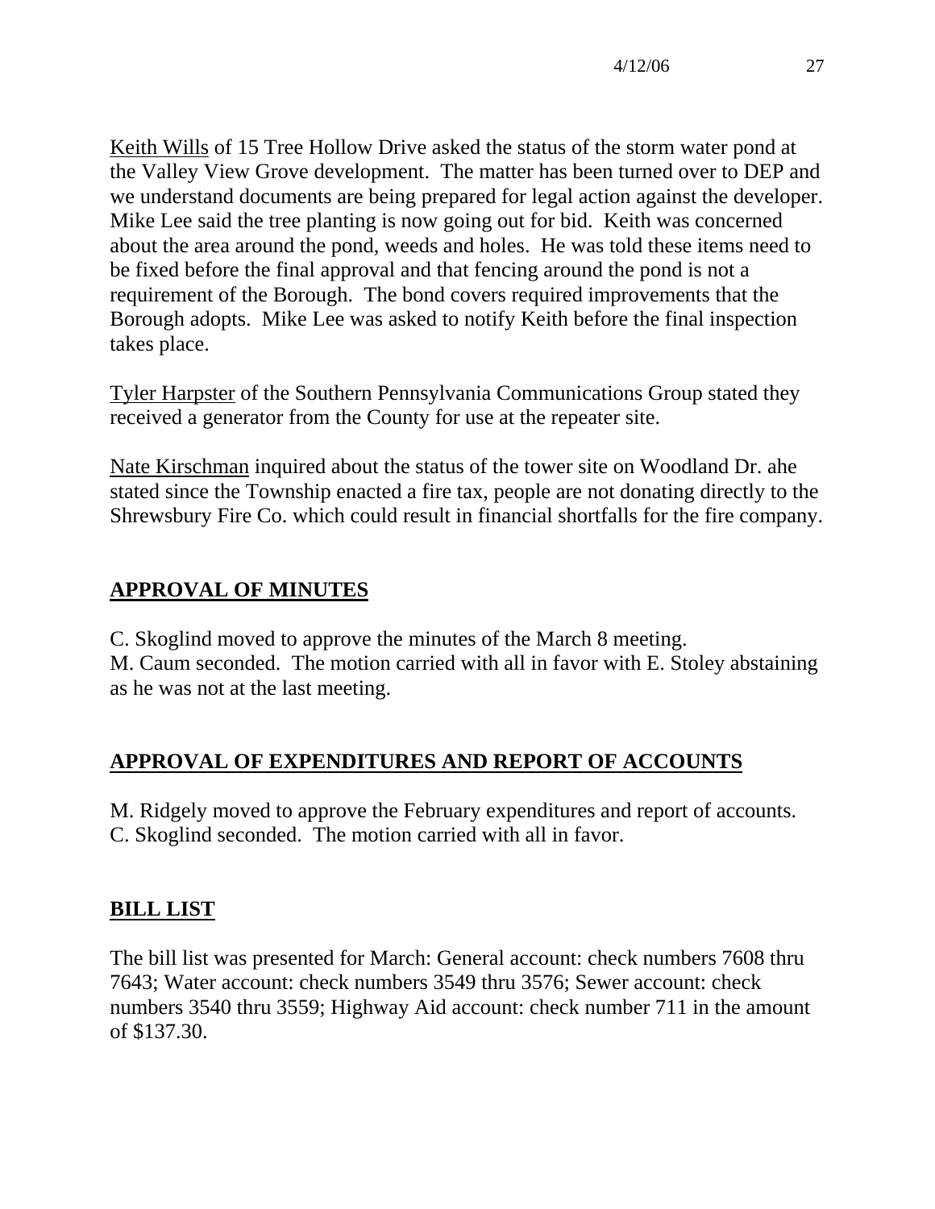Keith Wills of 15 Tree Hollow Drive asked the status of the storm water pond at the Valley View Grove development. The matter has been turned over to DEP and we understand documents are being prepared for legal action against the developer. Mike Lee said the tree planting is now going out for bid. Keith was concerned about the area around the pond, weeds and holes. He was told these items need to be fixed before the final approval and that fencing around the pond is not a requirement of the Borough. The bond covers required improvements that the Borough adopts. Mike Lee was asked to notify Keith before the final inspection takes place.

Tyler Harpster of the Southern Pennsylvania Communications Group stated they received a generator from the County for use at the repeater site.

Nate Kirschman inquired about the status of the tower site on Woodland Dr. ahe stated since the Township enacted a fire tax, people are not donating directly to the Shrewsbury Fire Co. which could result in financial shortfalls for the fire company.

## APPROVAL OF MINUTES

C. Skoglind moved to approve the minutes of the March 8 meeting.
M. Caum seconded. The motion carried with all in favor with E. Stoley abstaining as he was not at the last meeting.

## APPROVAL OF EXPENDITURES AND REPORT OF ACCOUNTS

M. Ridgely moved to approve the February expenditures and report of accounts.
C. Skoglind seconded. The motion carried with all in favor.

## BILL LIST

The bill list was presented for March: General account: check numbers 7608 thru 7643; Water account: check numbers 3549 thru 3576; Sewer account: check numbers 3540 thru 3559; Highway Aid account: check number 711 in the amount of $137.30.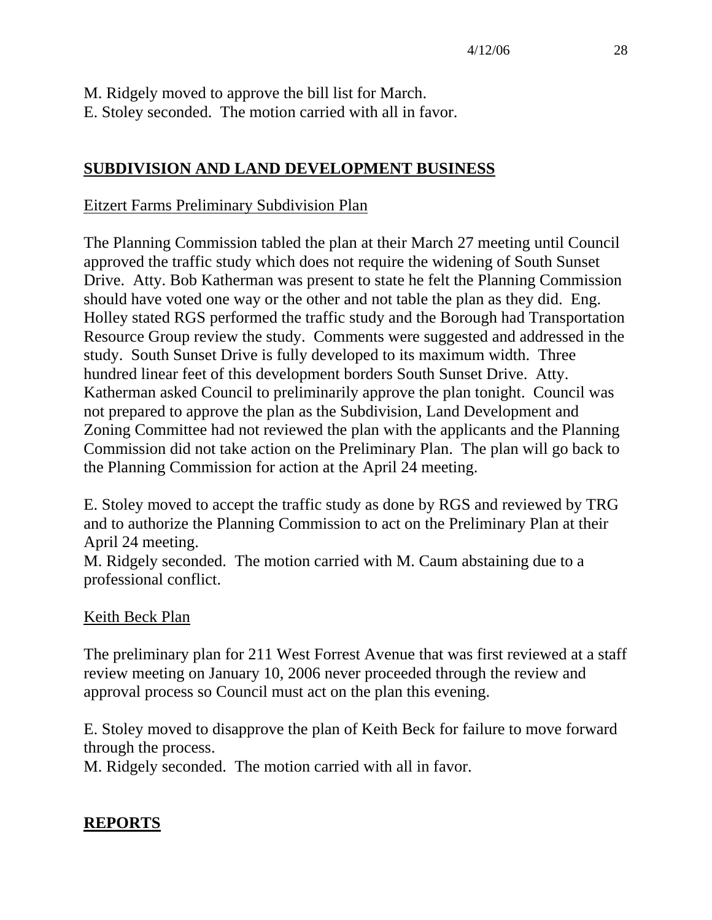M. Ridgely moved to approve the bill list for March.
E. Stoley seconded. The motion carried with all in favor.

## SUBDIVISION AND LAND DEVELOPMENT BUSINESS

Eitzert Farms Preliminary Subdivision Plan

The Planning Commission tabled the plan at their March 27 meeting until Council approved the traffic study which does not require the widening of South Sunset Drive. Atty. Bob Katherman was present to state he felt the Planning Commission should have voted one way or the other and not table the plan as they did. Eng. Holley stated RGS performed the traffic study and the Borough had Transportation Resource Group review the study. Comments were suggested and addressed in the study. South Sunset Drive is fully developed to its maximum width. Three hundred linear feet of this development borders South Sunset Drive. Atty. Katherman asked Council to preliminarily approve the plan tonight. Council was not prepared to approve the plan as the Subdivision, Land Development and Zoning Committee had not reviewed the plan with the applicants and the Planning Commission did not take action on the Preliminary Plan. The plan will go back to the Planning Commission for action at the April 24 meeting.

E. Stoley moved to accept the traffic study as done by RGS and reviewed by TRG and to authorize the Planning Commission to act on the Preliminary Plan at their April 24 meeting.
M. Ridgely seconded. The motion carried with M. Caum abstaining due to a professional conflict.

Keith Beck Plan

The preliminary plan for 211 West Forrest Avenue that was first reviewed at a staff review meeting on January 10, 2006 never proceeded through the review and approval process so Council must act on the plan this evening.

E. Stoley moved to disapprove the plan of Keith Beck for failure to move forward through the process.
M. Ridgely seconded. The motion carried with all in favor.

## REPORTS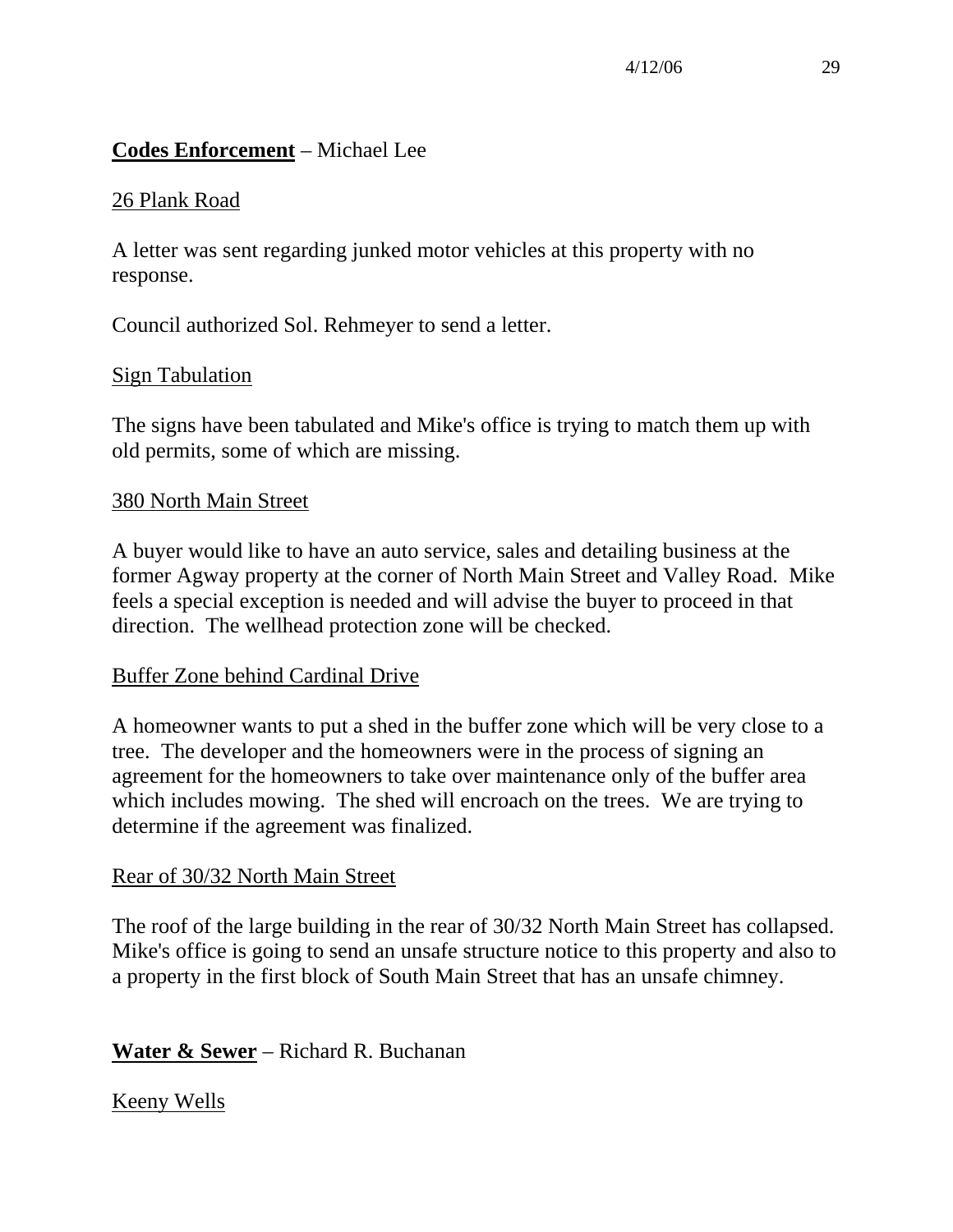**Codes Enforcement** – Michael Lee

26 Plank Road

A letter was sent regarding junked motor vehicles at this property with no response.

Council authorized Sol. Rehmeyer to send a letter.

Sign Tabulation

The signs have been tabulated and Mike's office is trying to match them up with old permits, some of which are missing.

380 North Main Street

A buyer would like to have an auto service, sales and detailing business at the former Agway property at the corner of North Main Street and Valley Road. Mike feels a special exception is needed and will advise the buyer to proceed in that direction. The wellhead protection zone will be checked.

Buffer Zone behind Cardinal Drive

A homeowner wants to put a shed in the buffer zone which will be very close to a tree. The developer and the homeowners were in the process of signing an agreement for the homeowners to take over maintenance only of the buffer area which includes mowing. The shed will encroach on the trees. We are trying to determine if the agreement was finalized.

Rear of 30/32 North Main Street

The roof of the large building in the rear of 30/32 North Main Street has collapsed. Mike's office is going to send an unsafe structure notice to this property and also to a property in the first block of South Main Street that has an unsafe chimney.

**Water & Sewer** – Richard R. Buchanan

Keeny Wells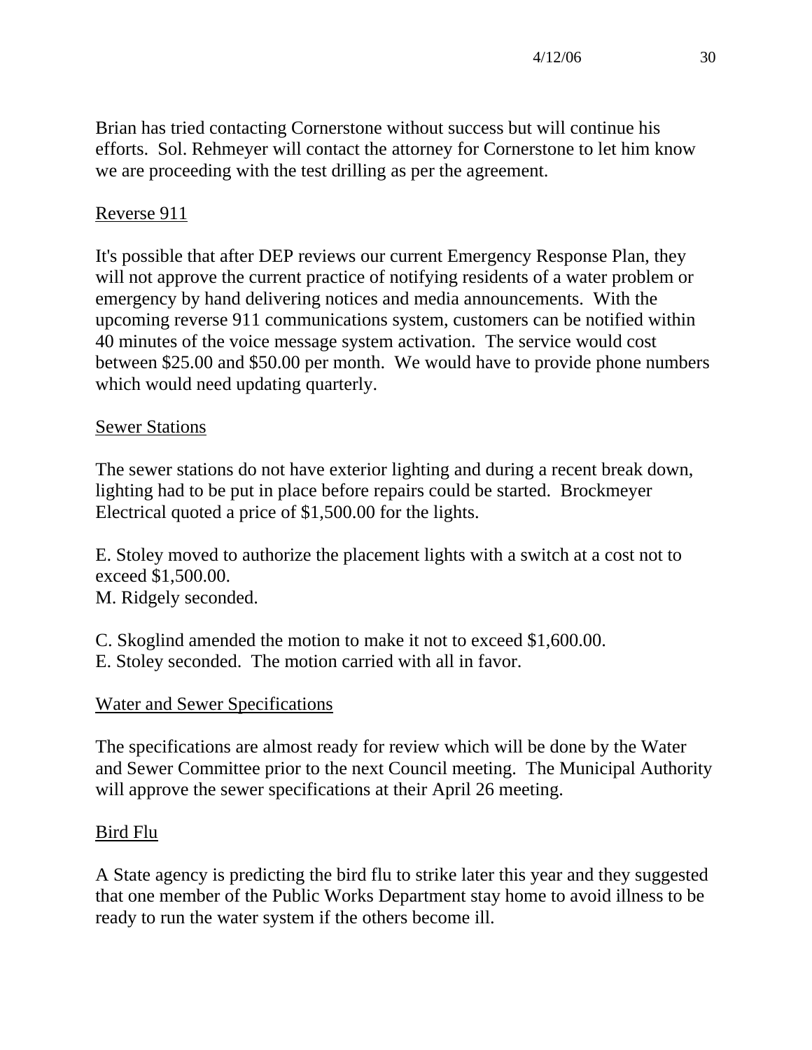Brian has tried contacting Cornerstone without success but will continue his efforts. Sol. Rehmeyer will contact the attorney for Cornerstone to let him know we are proceeding with the test drilling as per the agreement.

## Reverse 911

It's possible that after DEP reviews our current Emergency Response Plan, they will not approve the current practice of notifying residents of a water problem or emergency by hand delivering notices and media announcements. With the upcoming reverse 911 communications system, customers can be notified within 40 minutes of the voice message system activation. The service would cost between $25.00 and $50.00 per month. We would have to provide phone numbers which would need updating quarterly.

## Sewer Stations

The sewer stations do not have exterior lighting and during a recent break down, lighting had to be put in place before repairs could be started. Brockmeyer Electrical quoted a price of $1,500.00 for the lights.

E. Stoley moved to authorize the placement lights with a switch at a cost not to exceed $1,500.00.
M. Ridgely seconded.

C. Skoglind amended the motion to make it not to exceed $1,600.00.
E. Stoley seconded. The motion carried with all in favor.

## Water and Sewer Specifications

The specifications are almost ready for review which will be done by the Water and Sewer Committee prior to the next Council meeting. The Municipal Authority will approve the sewer specifications at their April 26 meeting.

## Bird Flu

A State agency is predicting the bird flu to strike later this year and they suggested that one member of the Public Works Department stay home to avoid illness to be ready to run the water system if the others become ill.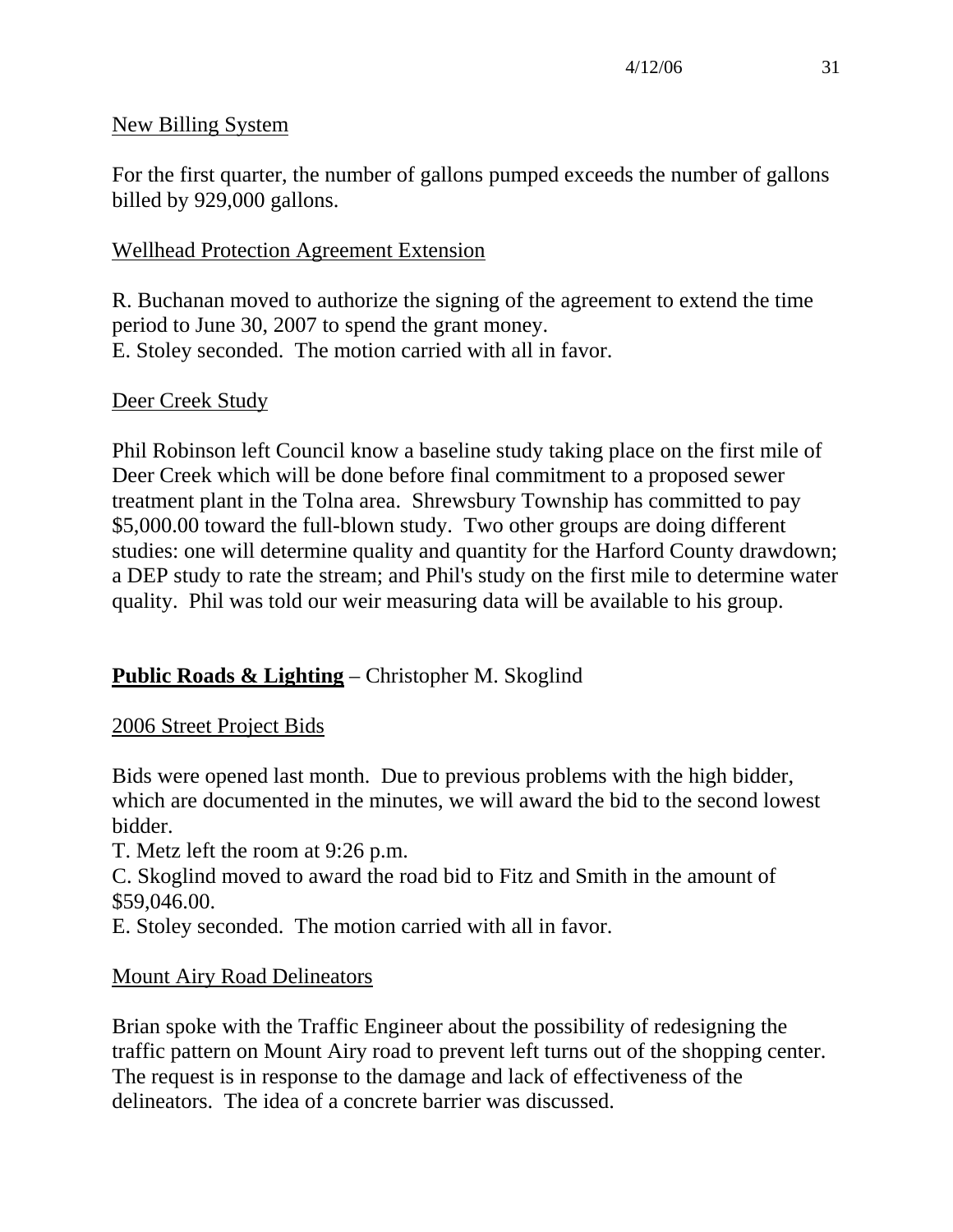New Billing System

For the first quarter, the number of gallons pumped exceeds the number of gallons billed by 929,000 gallons.

Wellhead Protection Agreement Extension

R. Buchanan moved to authorize the signing of the agreement to extend the time period to June 30, 2007 to spend the grant money.
E. Stoley seconded. The motion carried with all in favor.

Deer Creek Study

Phil Robinson left Council know a baseline study taking place on the first mile of Deer Creek which will be done before final commitment to a proposed sewer treatment plant in the Tolna area. Shrewsbury Township has committed to pay $5,000.00 toward the full-blown study. Two other groups are doing different studies: one will determine quality and quantity for the Harford County drawdown; a DEP study to rate the stream; and Phil's study on the first mile to determine water quality. Phil was told our weir measuring data will be available to his group.

**Public Roads & Lighting** – Christopher M. Skoglind

2006 Street Project Bids

Bids were opened last month. Due to previous problems with the high bidder, which are documented in the minutes, we will award the bid to the second lowest bidder.
T. Metz left the room at 9:26 p.m.
C. Skoglind moved to award the road bid to Fitz and Smith in the amount of $59,046.00.
E. Stoley seconded. The motion carried with all in favor.

Mount Airy Road Delineators

Brian spoke with the Traffic Engineer about the possibility of redesigning the traffic pattern on Mount Airy road to prevent left turns out of the shopping center. The request is in response to the damage and lack of effectiveness of the delineators. The idea of a concrete barrier was discussed.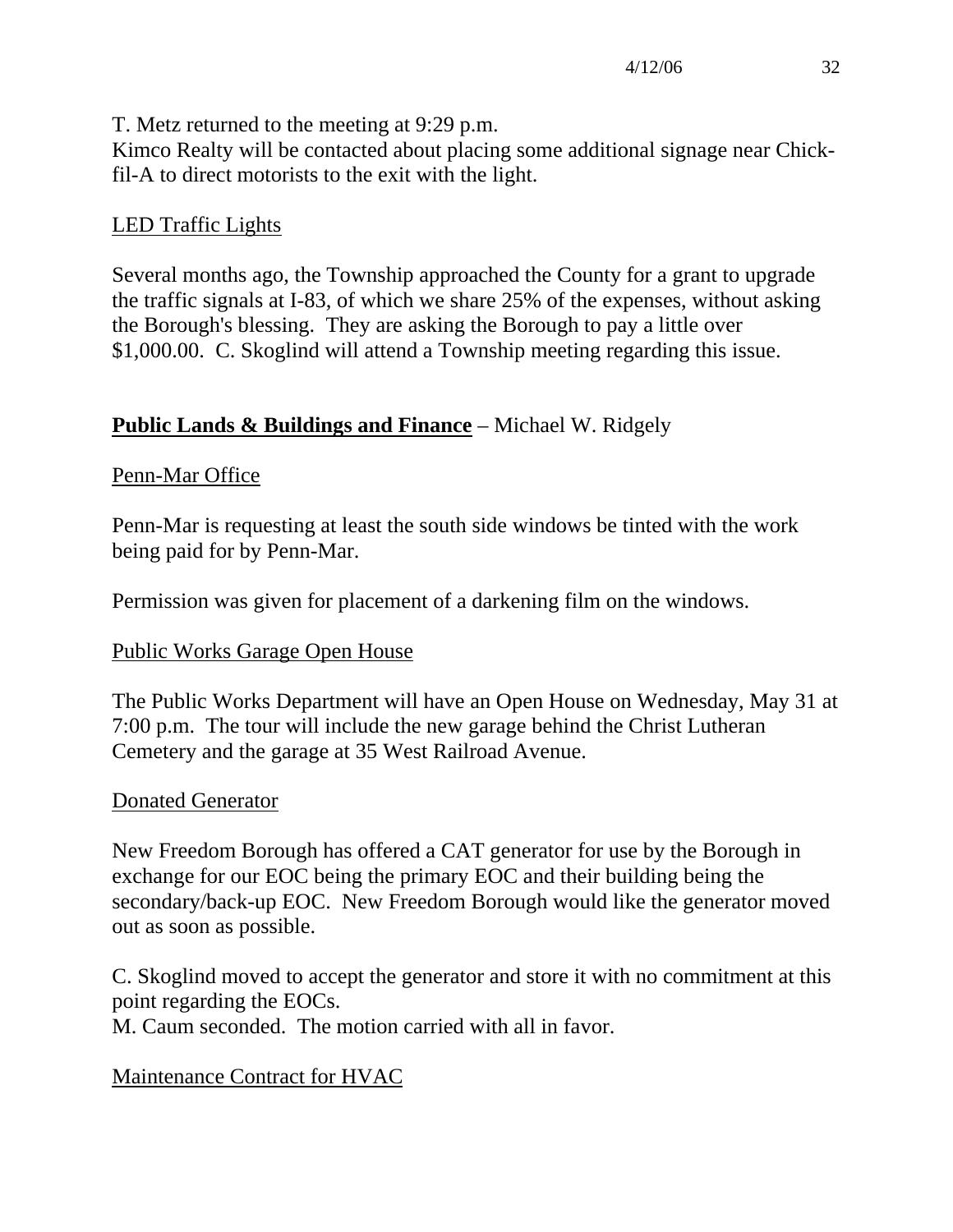T. Metz returned to the meeting at 9:29 p.m.
Kimco Realty will be contacted about placing some additional signage near Chick-fil-A to direct motorists to the exit with the light.

LED Traffic Lights

Several months ago, the Township approached the County for a grant to upgrade the traffic signals at I-83, of which we share 25% of the expenses, without asking the Borough's blessing. They are asking the Borough to pay a little over $1,000.00. C. Skoglind will attend a Township meeting regarding this issue.

**Public Lands & Buildings and Finance** – Michael W. Ridgely

Penn-Mar Office

Penn-Mar is requesting at least the south side windows be tinted with the work being paid for by Penn-Mar.

Permission was given for placement of a darkening film on the windows.

Public Works Garage Open House

The Public Works Department will have an Open House on Wednesday, May 31 at 7:00 p.m. The tour will include the new garage behind the Christ Lutheran Cemetery and the garage at 35 West Railroad Avenue.

Donated Generator

New Freedom Borough has offered a CAT generator for use by the Borough in exchange for our EOC being the primary EOC and their building being the secondary/back-up EOC. New Freedom Borough would like the generator moved out as soon as possible.

C. Skoglind moved to accept the generator and store it with no commitment at this point regarding the EOCs.
M. Caum seconded. The motion carried with all in favor.

Maintenance Contract for HVAC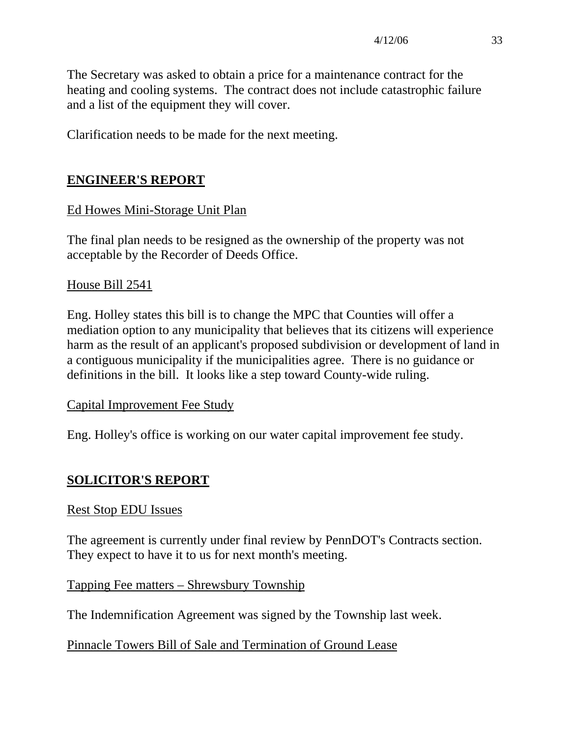The Secretary was asked to obtain a price for a maintenance contract for the heating and cooling systems. The contract does not include catastrophic failure and a list of the equipment they will cover.

Clarification needs to be made for the next meeting.

## ENGINEER'S REPORT

### Ed Howes Mini-Storage Unit Plan

The final plan needs to be resigned as the ownership of the property was not acceptable by the Recorder of Deeds Office.

### House Bill 2541

Eng. Holley states this bill is to change the MPC that Counties will offer a mediation option to any municipality that believes that its citizens will experience harm as the result of an applicant's proposed subdivision or development of land in a contiguous municipality if the municipalities agree. There is no guidance or definitions in the bill. It looks like a step toward County-wide ruling.

### Capital Improvement Fee Study

Eng. Holley's office is working on our water capital improvement fee study.

## SOLICITOR'S REPORT

### Rest Stop EDU Issues

The agreement is currently under final review by PennDOT's Contracts section. They expect to have it to us for next month's meeting.

### Tapping Fee matters – Shrewsbury Township

The Indemnification Agreement was signed by the Township last week.

### Pinnacle Towers Bill of Sale and Termination of Ground Lease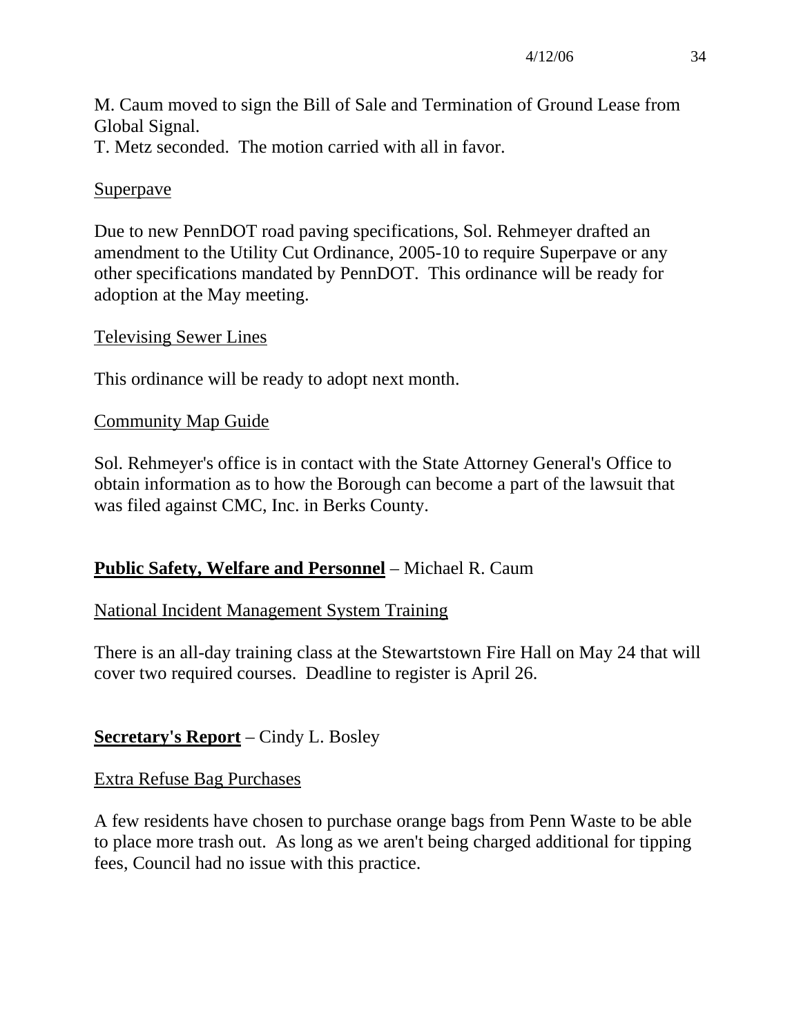M. Caum moved to sign the Bill of Sale and Termination of Ground Lease from Global Signal.
T. Metz seconded. The motion carried with all in favor.

Superpave

Due to new PennDOT road paving specifications, Sol. Rehmeyer drafted an amendment to the Utility Cut Ordinance, 2005-10 to require Superpave or any other specifications mandated by PennDOT. This ordinance will be ready for adoption at the May meeting.

Televising Sewer Lines

This ordinance will be ready to adopt next month.

Community Map Guide

Sol. Rehmeyer's office is in contact with the State Attorney General's Office to obtain information as to how the Borough can become a part of the lawsuit that was filed against CMC, Inc. in Berks County.

**Public Safety, Welfare and Personnel** – Michael R. Caum

National Incident Management System Training

There is an all-day training class at the Stewartstown Fire Hall on May 24 that will cover two required courses. Deadline to register is April 26.

**Secretary's Report** – Cindy L. Bosley

Extra Refuse Bag Purchases

A few residents have chosen to purchase orange bags from Penn Waste to be able to place more trash out. As long as we aren't being charged additional for tipping fees, Council had no issue with this practice.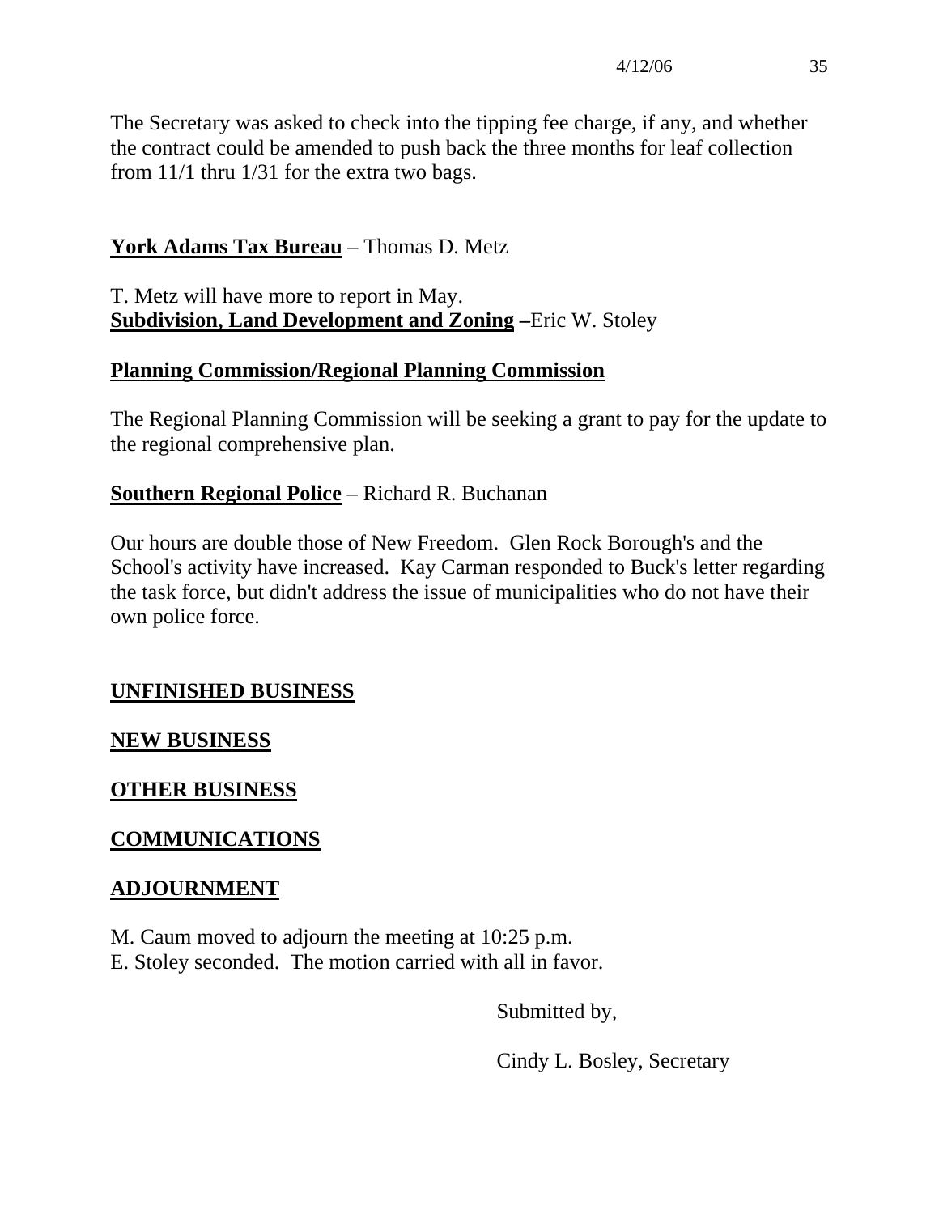The Secretary was asked to check into the tipping fee charge, if any, and whether the contract could be amended to push back the three months for leaf collection from 11/1 thru 1/31 for the extra two bags.

**York Adams Tax Bureau** – Thomas D. Metz

T. Metz will have more to report in May.

**Subdivision, Land Development and Zoning –**Eric W. Stoley

**Planning Commission/Regional Planning Commission**

The Regional Planning Commission will be seeking a grant to pay for the update to the regional comprehensive plan.

**Southern Regional Police** – Richard R. Buchanan

Our hours are double those of New Freedom. Glen Rock Borough's and the School's activity have increased. Kay Carman responded to Buck's letter regarding the task force, but didn't address the issue of municipalities who do not have their own police force.

**UNFINISHED BUSINESS**

**NEW BUSINESS**

**OTHER BUSINESS**

**COMMUNICATIONS**

**ADJOURNMENT**

M. Caum moved to adjourn the meeting at 10:25 p.m.
E. Stoley seconded. The motion carried with all in favor.

Submitted by,

Cindy L. Bosley, Secretary